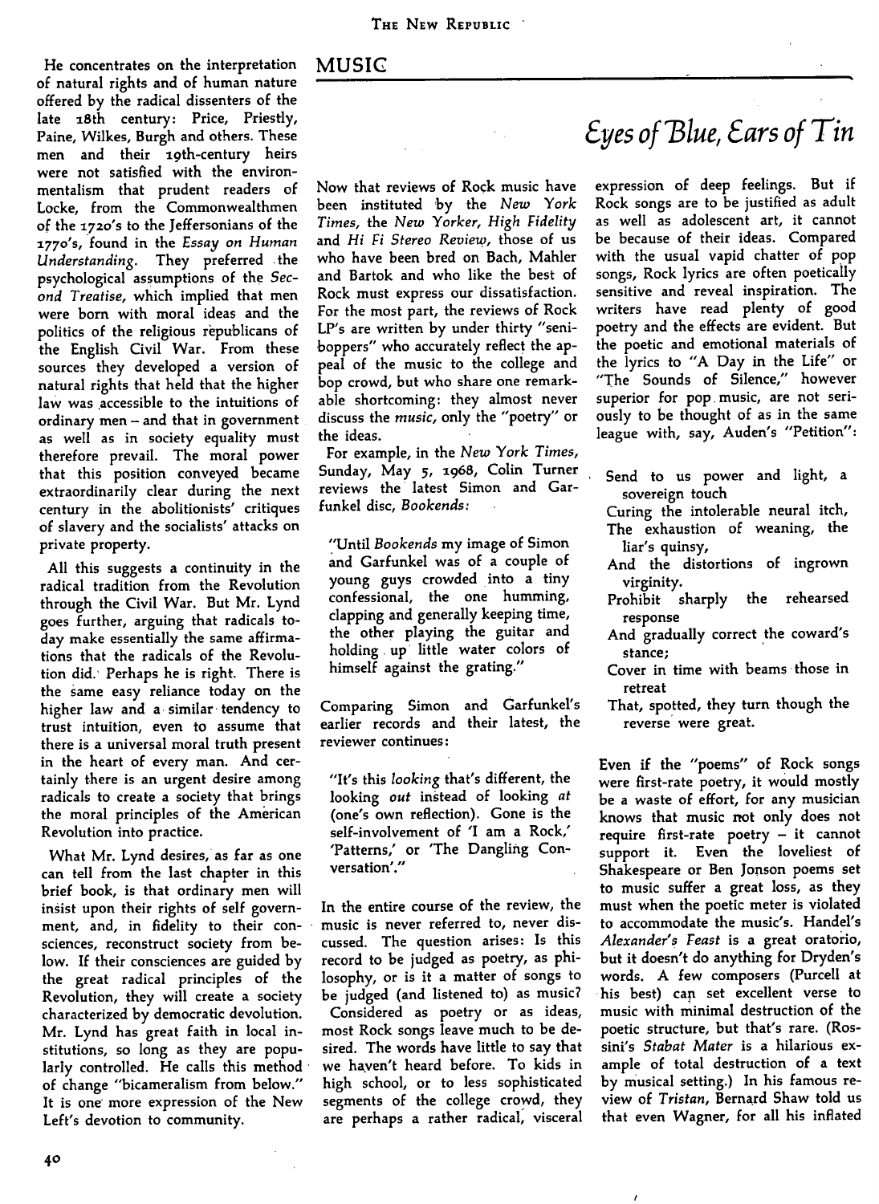He concentrates on the interpretation of natural rights and of human nature offered by the radical dissenters of the late 18th century: Price, Priestly, Paine, Wilkes, Burgh and others. These men and their 19th-century heirs were not satisfied with the environmentalism that prudent readers of Locke, from the Commonwealthmen of the 1720's to the Jeffersonians of the 1770's, found in the *Essay on Human Understanding*. They preferred the psychological assumptions of the *Second Treatise*, which implied that men were born with moral ideas and the politics of the religious republicans of the English Civil War. From these sources they developed a version of natural rights that held that the higher law was accessible to the intuitions of ordinary men – and that in government as well as in society equality must therefore prevail. The moral power that this position conveyed became extraordinarily clear during the next century in the abolitionists' critiques of slavery and the socialists' attacks on private property.

All this suggests a continuity in the radical tradition from the Revolution through the Civil War. But Mr. Lynd goes further, arguing that radicals today make essentially the same affirmations that the radicals of the Revolution did. Perhaps he is right. There is the same easy reliance today on the higher law and a similar tendency to trust intuition, even to assume that there is a universal moral truth present in the heart of every man. And certainly there is an urgent desire among radicals to create a society that brings the moral principles of the American Revolution into practice.

What Mr. Lynd desires, as far as one can tell from the last chapter in this brief book, is that ordinary men will insist upon their rights of self government, and, in fidelity to their consciences, reconstruct society from below. If their consciences are guided by the great radical principles of the Revolution, they will create a society characterized by democratic devolution. Mr. Lynd has great faith in local institutions, so long as they are popularly controlled. He calls this method of change "bicameralism from below." It is one more expression of the New Left's devotion to community.

## MUSIC

# Eyes of Blue, Ears of Tin

Now that reviews of Rock music have been instituted by the *New York Times*, the *New Yorker*, *High Fidelity* and *Hi Fi Stereo Review*, those of us who have been bred on Bach, Mahler and Bartok and who like the best of Rock must express our dissatisfaction. For the most part, the reviews of Rock LP's are written by under thirty "seniboppers" who accurately reflect the appeal of the music to the college and bop crowd, but who share one remarkable shortcoming: they almost never discuss the *music*, only the "poetry" or the ideas.

For example, in the *New York Times*, Sunday, May 5, 1968, Colin Turner reviews the latest Simon and Garfunkel disc, *Bookends*:

> "Until *Bookends* my image of Simon and Garfunkel was of a couple of young guys crowded into a tiny confessional, the one humming, clapping and generally keeping time, the other playing the guitar and holding up little water colors of himself against the grating."

Comparing Simon and Garfunkel's earlier records and their latest, the reviewer continues:

> "It's this *looking* that's different, the looking *out* instead of looking *at* (one's own reflection). Gone is the self-involvement of 'I am a Rock,' 'Patterns,' or 'The Dangling Conversation'."

In the entire course of the review, the music is never referred to, never discussed. The question arises: Is this record to be judged as poetry, as philosophy, or is it a matter of songs to be judged (and listened to) as music?

Considered as poetry or as ideas, most Rock songs leave much to be desired. The words have little to say that we haven't heard before. To kids in high school, or to less sophisticated segments of the college crowd, they are perhaps a rather radical, visceral expression of deep feelings. But if Rock songs are to be justified as adult as well as adolescent art, it cannot be because of their ideas. Compared with the usual vapid chatter of pop songs, Rock lyrics are often poetically sensitive and reveal inspiration. The writers have read plenty of good poetry and the effects are evident. But the poetic and emotional materials of the lyrics to "A Day in the Life" or "The Sounds of Silence," however superior for pop music, are not seriously to be thought of as in the same league with, say, Auden's "Petition":

> Send to us power and light, a sovereign touch
> Curing the intolerable neural itch,
> The exhaustion of weaning, the liar's quinsy,
> And the distortions of ingrown virginity.
> Prohibit sharply the rehearsed response
> And gradually correct the coward's stance;
> Cover in time with beams those in retreat
> That, spotted, they turn though the reverse were great.

Even if the "poems" of Rock songs were first-rate poetry, it would mostly be a waste of effort, for any musician knows that music not only does not require first-rate poetry – it cannot support it. Even the loveliest of Shakespeare or Ben Jonson poems set to music suffer a great loss, as they must when the poetic meter is violated to accommodate the music's. Handel's *Alexander's Feast* is a great oratorio, but it doesn't do anything for Dryden's words. A few composers (Purcell at his best) can set excellent verse to music with minimal destruction of the poetic structure, but that's rare. (Rossini's *Stabat Mater* is a hilarious example of total destruction of a text by musical setting.) In his famous review of *Tristan*, Bernard Shaw told us that even Wagner, for all his inflated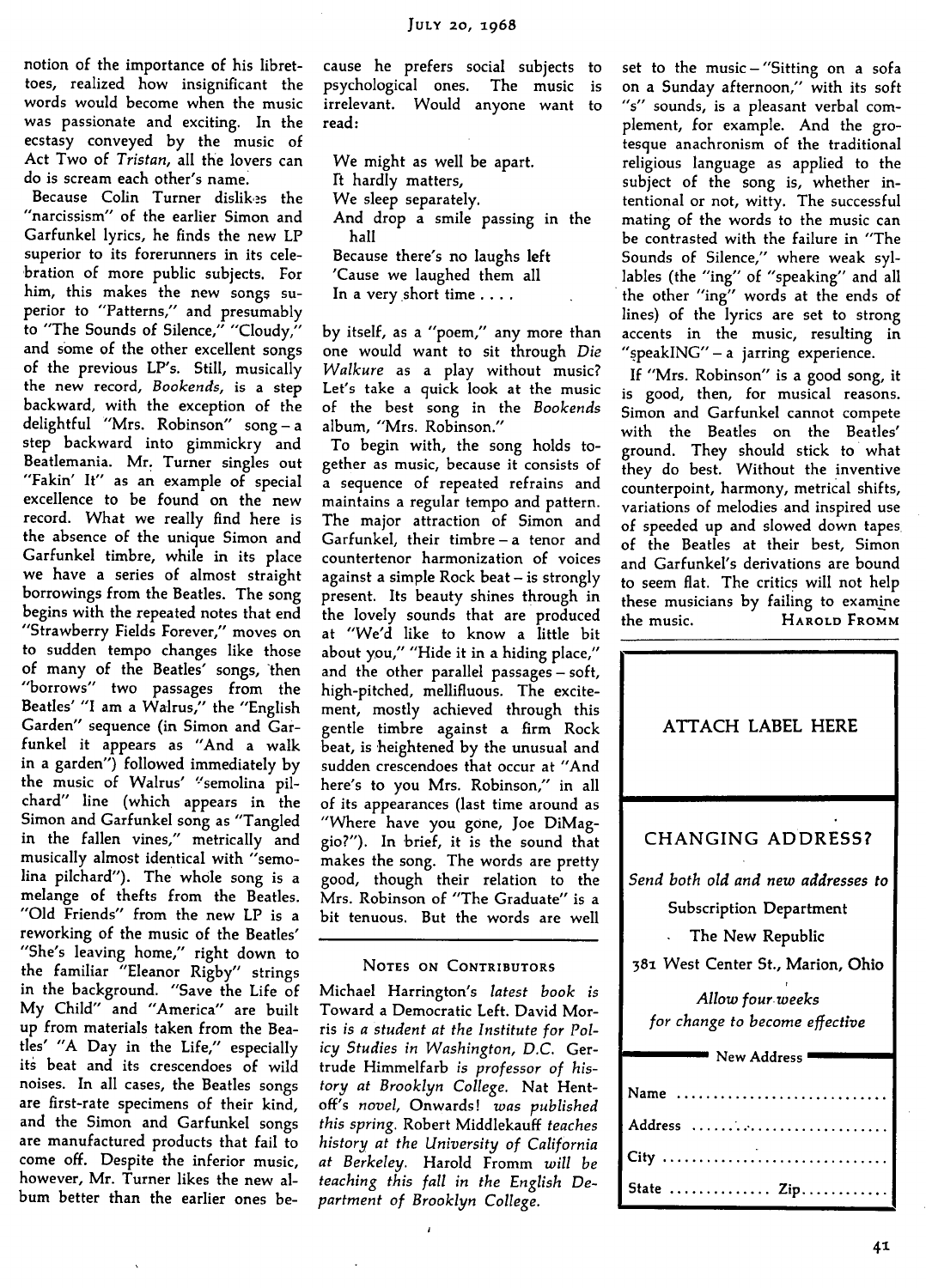notion of the importance of his librettoes, realized how insignificant the words would become when the music was passionate and exciting. In the ecstasy conveyed by the music of Act Two of *Tristan*, all the lovers can do is scream each other's name.

Because Colin Turner dislikes the "narcissism" of the earlier Simon and Garfunkel lyrics, he finds the new LP superior to its forerunners in its celebration of more public subjects. For him, this makes the new songs superior to "Patterns," and presumably to "The Sounds of Silence," "Cloudy," and some of the other excellent songs of the previous LP's. Still, musically the new record, *Bookends*, is a step backward, with the exception of the delightful "Mrs. Robinson" song – a step backward into gimmickry and Beatlemania. Mr. Turner singles out "Fakin' It" as an example of special excellence to be found on the new record. What we really find here is the absence of the unique Simon and Garfunkel timbre, while in its place we have a series of almost straight borrowings from the Beatles. The song begins with the repeated notes that end "Strawberry Fields Forever," moves on to sudden tempo changes like those of many of the Beatles' songs, then "borrows" two passages from the Beatles' "I am a Walrus," the "English Garden" sequence (in Simon and Garfunkel it appears as "And a walk in a garden") followed immediately by the music of Walrus' "semolina pilchard" line (which appears in the Simon and Garfunkel song as "Tangled in the fallen vines," metrically and musically almost identical with "semolina pilchard"). The whole song is a melange of thefts from the Beatles. "Old Friends" from the new LP is a reworking of the music of the Beatles' "She's leaving home," right down to the familiar "Eleanor Rigby" strings in the background. "Save the Life of My Child" and "America" are built up from materials taken from the Beatles' "A Day in the Life," especially its beat and its crescendoes of wild noises. In all cases, the Beatles songs are first-rate specimens of their kind, and the Simon and Garfunkel songs are manufactured products that fail to come off. Despite the inferior music, however, Mr. Turner likes the new album better than the earlier ones because he prefers social subjects to psychological ones. The music is irrelevant. Would anyone want to read:

> We might as well be apart.
> It hardly matters,
> We sleep separately.
> And drop a smile passing in the hall
> Because there's no laughs left
> 'Cause we laughed them all
> In a very short time . . . .

by itself, as a "poem," any more than one would want to sit through *Die Walkure* as a play without music? Let's take a quick look at the music of the best song in the *Bookends* album, "Mrs. Robinson."

To begin with, the song holds together as music, because it consists of a sequence of repeated refrains and maintains a regular tempo and pattern. The major attraction of Simon and Garfunkel, their timbre – a tenor and countertenor harmonization of voices against a simple Rock beat – is strongly present. Its beauty shines through in the lovely sounds that are produced at "We'd like to know a little bit about you," "Hide it in a hiding place," and the other parallel passages – soft, high-pitched, mellifluous. The excitement, mostly achieved through this gentle timbre against a firm Rock beat, is heightened by the unusual and sudden crescendoes that occur at "And here's to you Mrs. Robinson," in all of its appearances (last time around as "Where have you gone, Joe DiMaggio?"). In brief, it is the sound that makes the song. The words are pretty good, though their relation to the Mrs. Robinson of "The Graduate" is a bit tenuous. But the words are well set to the music – "Sitting on a sofa on a Sunday afternoon," with its soft "s" sounds, is a pleasant verbal complement, for example. And the grotesque anachronism of the traditional religious language as applied to the subject of the song is, whether intentional or not, witty. The successful mating of the words to the music can be contrasted with the failure in "The Sounds of Silence," where weak syllables (the "ing" of "speaking" and all the other "ing" words at the ends of lines) of the lyrics are set to strong accents in the music, resulting in "speakING" – a jarring experience.

If "Mrs. Robinson" is a good song, it is good, then, for musical reasons. Simon and Garfunkel cannot compete with the Beatles on the Beatles' ground. They should stick to what they do best. Without the inventive counterpoint, harmony, metrical shifts, variations of melodies and inspired use of speeded up and slowed down tapes of the Beatles at their best, Simon and Garfunkel's derivations are bound to seem flat. The critics will not help these musicians by failing to examine the music.

HAROLD FROMM

---

## NOTES ON CONTRIBUTORS

Michael Harrington's *latest book is* Toward a Democratic Left. David Morris *is a student at the Institute for Policy Studies in Washington, D.C.* Gertrude Himmelfarb *is professor of history at Brooklyn College.* Nat Hentoff's *novel,* Onwards! *was published this spring.* Robert Middlekauff *teaches history at the University of California at Berkeley.* Harold Fromm *will be teaching this fall in the English Department of Brooklyn College.*

---

ATTACH LABEL HERE

CHANGING ADDRESS?

*Send both old and new addresses to*

Subscription Department

The New Republic

381 West Center St., Marion, Ohio

*Allow four weeks for change to become effective*

New Address

Name ............................

Address ............................

City ............................

State .............. Zip............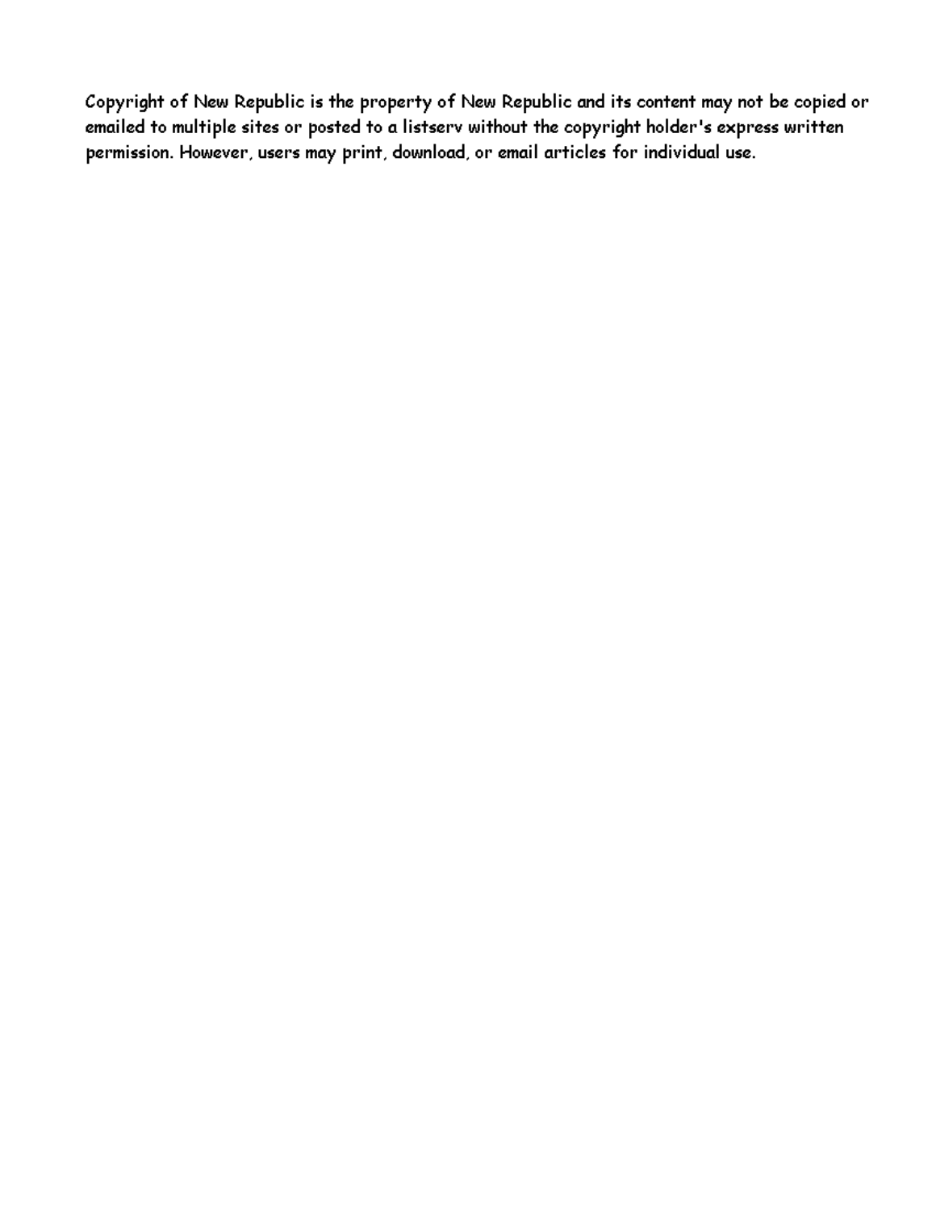Copyright of New Republic is the property of New Republic and its content may not be copied or emailed to multiple sites or posted to a listserv without the copyright holder's express written permission. However, users may print, download, or email articles for individual use.